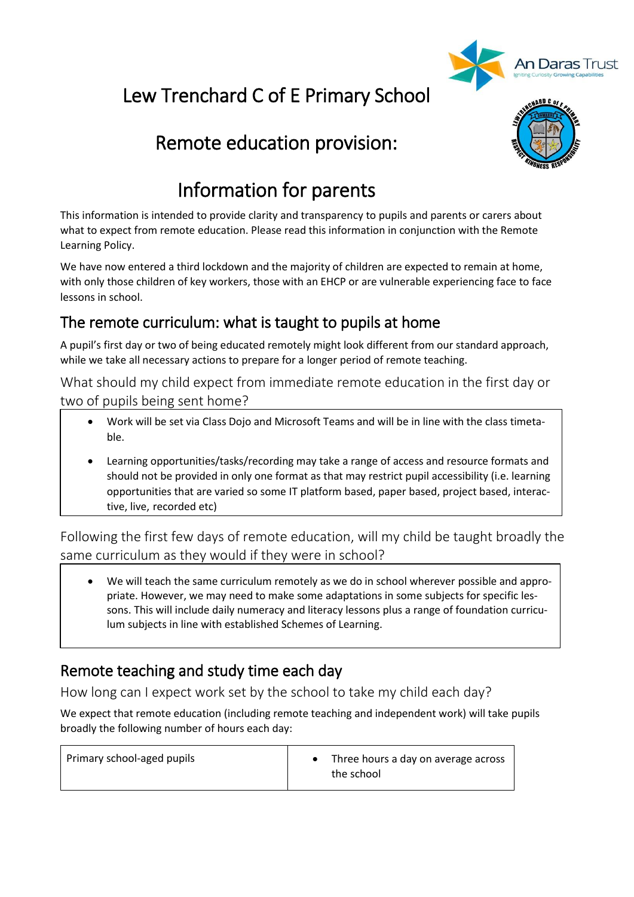# Lew Trenchard C of E Primary School

## Remote education provision:

## Information for parents

This information is intended to provide clarity and transparency to pupils and parents or carers about what to expect from remote education. Please read this information in conjunction with the Remote Learning Policy.

We have now entered a third lockdown and the majority of children are expected to remain at home, with only those children of key workers, those with an EHCP or are vulnerable experiencing face to face lessons in school.

## The remote curriculum: what is taught to pupils at home

A pupil's first day or two of being educated remotely might look different from our standard approach, while we take all necessary actions to prepare for a longer period of remote teaching.

### What should my child expect from immediate remote education in the first day or two of pupils being sent home?

- Work will be set via Class Dojo and Microsoft Teams and will be in line with the class timetable.
- Learning opportunities/tasks/recording may take a range of access and resource formats and should not be provided in only one format as that may restrict pupil accessibility (i.e. learning opportunities that are varied so some IT platform based, paper based, project based, interactive, live, recorded etc)

### Following the first few days of remote education, will my child be taught broadly the same curriculum as they would if they were in school?

- We will teach the same curriculum remotely as we do in school wherever possible and appropriate. However, we may need to make some adaptations in some subjects for specific lessons. This will include daily numeracy and literacy lessons plus a range of foundation curriculum subjects in line with established Schemes of Learning.

## Remote teaching and study time each day

### How long can I expect work set by the school to take my child each day?

We expect that remote education (including remote teaching and independent work) will take pupils broadly the following number of hours each day:

| | |
|---|---|
| Primary school-aged pupils | • Three hours a day on average across the school |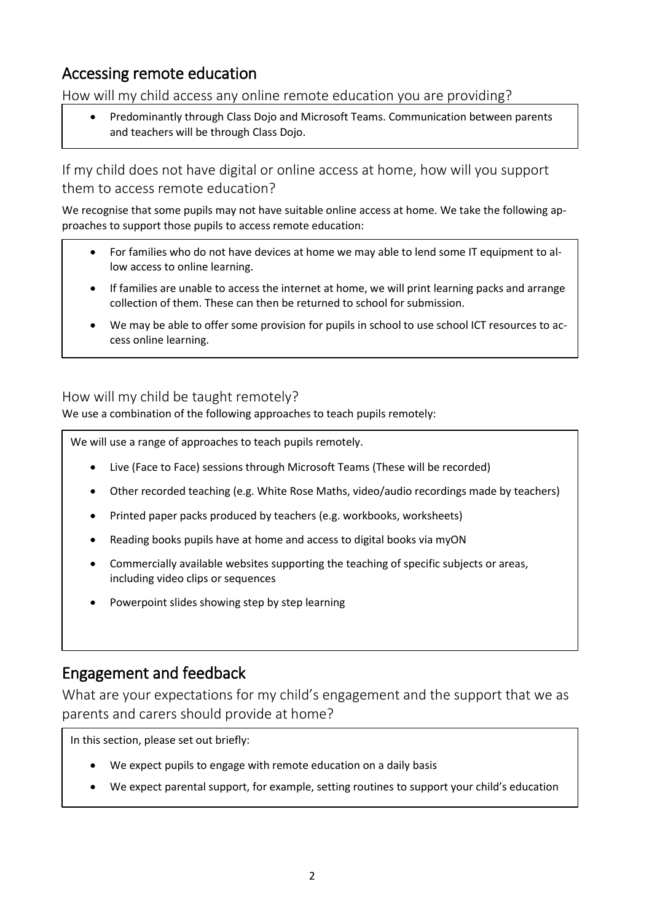## Accessing remote education

### How will my child access any online remote education you are providing?

- Predominantly through Class Dojo and Microsoft Teams. Communication between parents and teachers will be through Class Dojo.

### If my child does not have digital or online access at home, how will you support them to access remote education?

We recognise that some pupils may not have suitable online access at home. We take the following approaches to support those pupils to access remote education:

- For families who do not have devices at home we may able to lend some IT equipment to allow access to online learning.
- If families are unable to access the internet at home, we will print learning packs and arrange collection of them. These can then be returned to school for submission.
- We may be able to offer some provision for pupils in school to use school ICT resources to access online learning.

### How will my child be taught remotely?

We use a combination of the following approaches to teach pupils remotely:

We will use a range of approaches to teach pupils remotely.

- Live (Face to Face) sessions through Microsoft Teams (These will be recorded)
- Other recorded teaching (e.g. White Rose Maths, video/audio recordings made by teachers)
- Printed paper packs produced by teachers (e.g. workbooks, worksheets)
- Reading books pupils have at home and access to digital books via myON
- Commercially available websites supporting the teaching of specific subjects or areas, including video clips or sequences
- Powerpoint slides showing step by step learning

## Engagement and feedback

### What are your expectations for my child's engagement and the support that we as parents and carers should provide at home?

In this section, please set out briefly:

- We expect pupils to engage with remote education on a daily basis
- We expect parental support, for example, setting routines to support your child's education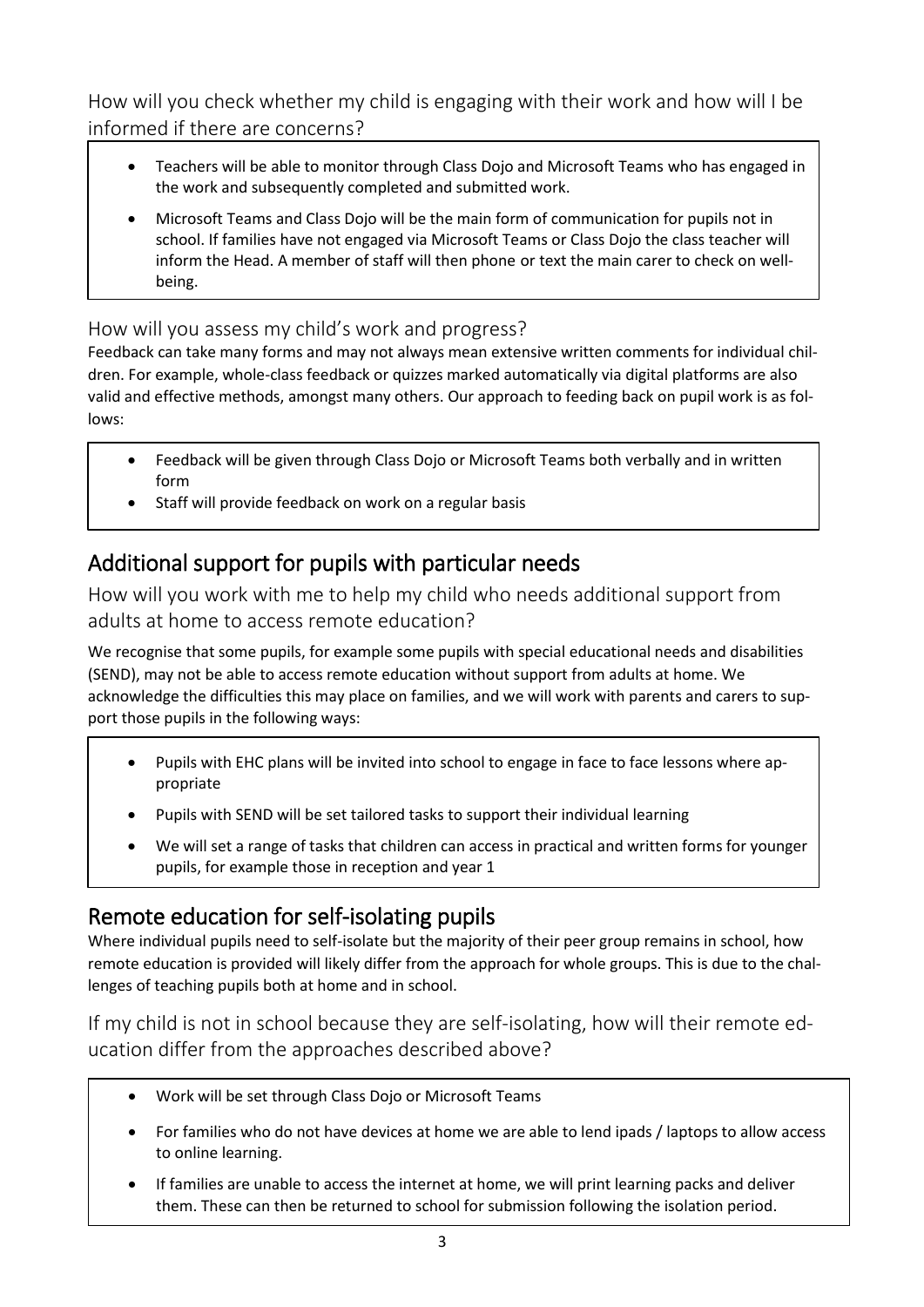### How will you check whether my child is engaging with their work and how will I be informed if there are concerns?

- Teachers will be able to monitor through Class Dojo and Microsoft Teams who has engaged in the work and subsequently completed and submitted work.
- Microsoft Teams and Class Dojo will be the main form of communication for pupils not in school. If families have not engaged via Microsoft Teams or Class Dojo the class teacher will inform the Head. A member of staff will then phone or text the main carer to check on well-being.

### How will you assess my child's work and progress?

Feedback can take many forms and may not always mean extensive written comments for individual children. For example, whole-class feedback or quizzes marked automatically via digital platforms are also valid and effective methods, amongst many others. Our approach to feeding back on pupil work is as follows:

- Feedback will be given through Class Dojo or Microsoft Teams both verbally and in written form
- Staff will provide feedback on work on a regular basis

## Additional support for pupils with particular needs

### How will you work with me to help my child who needs additional support from adults at home to access remote education?

We recognise that some pupils, for example some pupils with special educational needs and disabilities (SEND), may not be able to access remote education without support from adults at home. We acknowledge the difficulties this may place on families, and we will work with parents and carers to support those pupils in the following ways:

- Pupils with EHC plans will be invited into school to engage in face to face lessons where appropriate
- Pupils with SEND will be set tailored tasks to support their individual learning
- We will set a range of tasks that children can access in practical and written forms for younger pupils, for example those in reception and year 1

## Remote education for self-isolating pupils

Where individual pupils need to self-isolate but the majority of their peer group remains in school, how remote education is provided will likely differ from the approach for whole groups. This is due to the challenges of teaching pupils both at home and in school.

### If my child is not in school because they are self-isolating, how will their remote education differ from the approaches described above?

- Work will be set through Class Dojo or Microsoft Teams
- For families who do not have devices at home we are able to lend ipads / laptops to allow access to online learning.
- If families are unable to access the internet at home, we will print learning packs and deliver them. These can then be returned to school for submission following the isolation period.